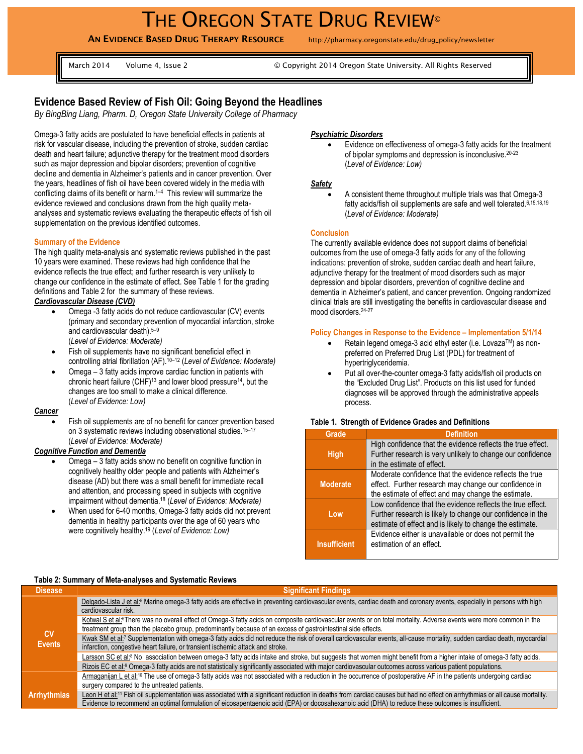# THE OREGON STATE DRUG REVIEW©

**AN EVIDENCE BASED DRUG THERAPY RESOURCE** http://pharmacy.oregonstate.edu/drug_policy/newsletter

March 2014 Volume 4, Issue 2 © Copyright 2014 Oregon State University. All Rights Reserved

## Evidence Based Review of Fish Oil: Going Beyond the Headlines

*By BingBing Liang, Pharm. D, Oregon State University College of Pharmacy*

Omega-3 fatty acids are postulated to have beneficial effects in patients at risk for vascular disease, including the prevention of stroke, sudden cardiac death and heart failure; adjunctive therapy for the treatment mood disorders such as major depression and bipolar disorders; prevention of cognitive decline and dementia in Alzheimer's patients and in cancer prevention. Over the years, headlines of fish oil have been covered widely in the media with conflicting claims of its benefit or harm.[1–4] This review will summarize the evidence reviewed and conclusions drawn from the high quality meta-analyses and systematic reviews evaluating the therapeutic effects of fish oil supplementation on the previous identified outcomes.

### Summary of the Evidence

The high quality meta-analysis and systematic reviews published in the past 10 years were examined. These reviews had high confidence that the evidence reflects the true effect; and further research is very unlikely to change our confidence in the estimate of effect. See Table 1 for the grading definitions and Table 2 for the summary of these reviews.

***Cardiovascular Disease (CVD)***

- Omega -3 fatty acids do not reduce cardiovascular (CV) events (primary and secondary prevention of myocardial infarction, stroke and cardiovascular death).[5–9] (*Level of Evidence: Moderate)*
- Fish oil supplements have no significant beneficial effect in controlling atrial fibrillation (AF).[10–12] (*Level of Evidence: Moderate)*
- Omega – 3 fatty acids improve cardiac function in patients with chronic heart failure (CHF)[13] and lower blood pressure[14], but the changes are too small to make a clinical difference. (*Level of Evidence: Low)*

***Cancer***

- Fish oil supplements are of no benefit for cancer prevention based on 3 systematic reviews including observational studies.[15–17] (*Level of Evidence: Moderate)*

***Cognitive Function and Dementia***

- Omega – 3 fatty acids show no benefit on cognitive function in cognitively healthy older people and patients with Alzheimer's disease (AD) but there was a small benefit for immediate recall and attention, and processing speed in subjects with cognitive impairment without dementia.[18] (*Level of Evidence: Moderate)*
- When used for 6-40 months, Omega-3 fatty acids did not prevent dementia in healthy participants over the age of 60 years who were cognitively healthy.[19] (*Level of Evidence: Low)*

***Psychiatric Disorders***

- Evidence on effectiveness of omega-3 fatty acids for the treatment of bipolar symptoms and depression is inconclusive.[20-23] (*Level of Evidence: Low)*

***Safety***

- A consistent theme throughout multiple trials was that Omega-3 fatty acids/fish oil supplements are safe and well tolerated.[6,15,18,19] (*Level of Evidence: Moderate)*

### Conclusion

The currently available evidence does not support claims of beneficial outcomes from the use of omega-3 fatty acids for any of the following indications: prevention of stroke, sudden cardiac death and heart failure, adjunctive therapy for the treatment of mood disorders such as major depression and bipolar disorders, prevention of cognitive decline and dementia in Alzheimer's patient, and cancer prevention. Ongoing randomized clinical trials are still investigating the benefits in cardiovascular disease and mood disorders.[24-27]

### Policy Changes in Response to the Evidence – Implementation 5/1/14

- Retain legend omega-3 acid ethyl ester (i.e. Lovaza™) as non-preferred on Preferred Drug List (PDL) for treatment of hypertriglyceridemia.
- Put all over-the-counter omega-3 fatty acids/fish oil products on the "Excluded Drug List". Products on this list used for funded diagnoses will be approved through the administrative appeals process.

**Table 1. Strength of Evidence Grades and Definitions**

| Grade | Definition |
|---|---|
| **High** | High confidence that the evidence reflects the true effect. Further research is very unlikely to change our confidence in the estimate of effect. |
| **Moderate** | Moderate confidence that the evidence reflects the true effect. Further research may change our confidence in the estimate of effect and may change the estimate. |
| **Low** | Low confidence that the evidence reflects the true effect. Further research is likely to change our confidence in the estimate of effect and is likely to change the estimate. |
| **Insufficient** | Evidence either is unavailable or does not permit the estimation of an effect. |

**Table 2: Summary of Meta-analyses and Systematic Reviews**

| Disease | Significant Findings |
|---|---|
| **CV Events** | Delgado-Lista J et al:[5] Marine omega-3 fatty acids are effective in preventing cardiovascular events, cardiac death and coronary events, especially in persons with high cardiovascular risk. |
| | Kotwal S et al:[6] There was no overall effect of Omega-3 fatty acids on composite cardiovascular events or on total mortality. Adverse events were more common in the treatment group than the placebo group, predominantly because of an excess of gastrointestinal side effects. |
| | Kwak SM et al:[7] Supplementation with omega-3 fatty acids did not reduce the risk of overall cardiovascular events, all-cause mortality, sudden cardiac death, myocardial infarction, congestive heart failure, or transient ischemic attack and stroke. |
| | Larsson SC et al:[8] No association between omega-3 fatty acids intake and stroke, but suggests that women might benefit from a higher intake of omega-3 fatty acids. |
| | Rizois EC et al:[9] Omega-3 fatty acids are not statistically significantly associated with major cardiovascular outcomes across various patient populations. |
| **Arrhythmias** | Armaganijan L et al:[10] The use of omega-3 fatty acids was not associated with a reduction in the occurrence of postoperative AF in the patients undergoing cardiac surgery compared to the untreated patients. |
| | Leon H et al:[11] Fish oil supplementation was associated with a significant reduction in deaths from cardiac causes but had no effect on arrhythmias or all cause mortality. Evidence to recommend an optimal formulation of eicosapentaenoic acid (EPA) or docosahexanoic acid (DHA) to reduce these outcomes is insufficient. |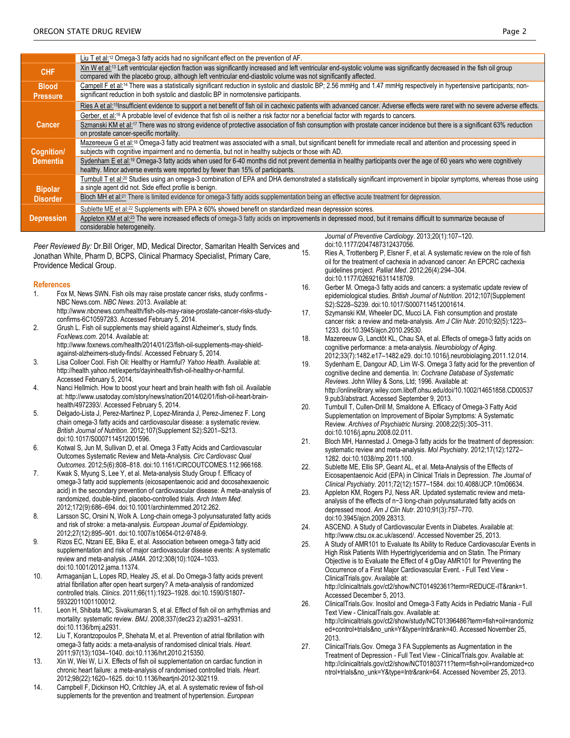| | |
|---|---|
| | Liu T et al:[12] Omega-3 fatty acids had no significant effect on the prevention of AF. |
| **CHF** | Xin W et al:[13] Left ventricular ejection fraction was significantly increased and left ventricular end-systolic volume was significantly decreased in the fish oil group compared with the placebo group, although left ventricular end-diastolic volume was not significantly affected. |
| **Blood Pressure** | Campell F et al:[14] There was a statistically significant reduction in systolic and diastolic BP; 2.56 mmHg and 1.47 mmHg respectively in hypertensive participants; non-significant reduction in both systolic and diastolic BP in normotensive participants. |
| **Cancer** | Ries A et al:[15]Insufficient evidence to support a net benefit of fish oil in cachexic patients with advanced cancer. Adverse effects were raret with no severe adverse effects. |
| | Gerber, et al:[16] A probable level of evidence that fish oil is neither a risk factor nor a beneficial factor with regards to cancers. |
| | Szmanski KM et al:[17] There was no strong evidence of protective association of fish consumption with prostate cancer incidence but there is a significant 63% reduction on prostate cancer-specific mortality. |
| **Cognition/ Dementia** | Mazereeuw G et al:[18] Omega-3 fatty acid treatment was associated with a small, but significant benefit for immediate recall and attention and processing speed in subjects with cognitive impairment and no dementia, but not in healthy subjects or those with AD. |
| | Sydenham E et al:[19] Omega-3 fatty acids when used for 6-40 months did not prevent dementia in healthy participants over the age of 60 years who were cognitively healthy. Minor adverse events were reported by fewer than 15% of participants. |
| **Bipolar Disorder** | Turnbull T et al:[20] Studies using an omega-3 combination of EPA and DHA demonstrated a statistically significant improvement in bipolar symptoms, whereas those using a single agent did not. Side effect profile is benign. |
| | Bloch MH et al:[21] There is limited evidence for omega-3 fatty acids supplementation being an effective acute treatment for depression. |
| **Depression** | Sublette ME et al:[22] Supplements with EPA ≥ 60% showed benefit on standardized mean depression scores. |
| | Appleton KM et al:[23] The were increased effects of omega-3 fatty acids on improvements in depressed mood, but it remains difficult to summarize because of considerable heterogeneity. |

*Peer Reviewed By:* Dr.Bill Origer, MD, Medical Director, Samaritan Health Services and Jonathan White, Pharm D, BCPS, Clinical Pharmacy Specialist, Primary Care, Providence Medical Group.

## References

1. Fox M, News SWN. Fish oils may raise prostate cancer risks, study confirms - NBC News.com. *NBC News*. 2013. Available at: http://www.nbcnews.com/health/fish-oils-may-raise-prostate-cancer-risks-study-confirms-6C10597283. Accessed February 5, 2014.
2. Grush L. Fish oil supplements may shield against Alzheimer's, study finds. *FoxNews.com*. 2014. Available at: http://www.foxnews.com/health/2014/01/23/fish-oil-supplements-may-shield-against-alzheimers-study-finds/. Accessed February 5, 2014.
3. Lisa Colloer Cool. Fish Oil: Healthy or Harmful? *Yahoo Health*. Available at: http://health.yahoo.net/experts/dayinhealth/fish-oil-healthy-or-harmful. Accessed February 5, 2014.
4. Nanci Hellmich. How to boost your heart and brain health with fish oil. Available at: http://www.usatoday.com/story/news/nation/2014/02/01/fish-oil-heart-brain-health/4972393/. Accessed February 5, 2014.
5. Delgado-Lista J, Perez-Martinez P, Lopez-Miranda J, Perez-Jimenez F. Long chain omega-3 fatty acids and cardiovascular disease: a systematic review. *British Journal of Nutrition*. 2012;107(Supplement S2):S201–S213. doi:10.1017/S0007114512001596.
6. Kotwal S, Jun M, Sullivan D, et al. Omega 3 Fatty Acids and Cardiovascular Outcomes Systematic Review and Meta-Analysis. *Circ Cardiovasc Qual Outcomes*. 2012;5(6):808–818. doi:10.1161/CIRCOUTCOMES.112.966168.
7. Kwak S, Myung S, Lee Y, et al. Meta-analysis Study Group f. Efficacy of omega-3 fatty acid supplements (eicosapentaenoic acid and docosahexaenoic acid) in the secondary prevention of cardiovascular disease: A meta-analysis of randomized, double-blind, placebo-controlled trials. *Arch Intern Med*. 2012;172(9):686–694. doi:10.1001/archinternmed.2012.262.
8. Larsson SC, Orsini N, Wolk A. Long-chain omega-3 polyunsaturated fatty acids and risk of stroke: a meta-analysis. *European Journal of Epidemiology*. 2012;27(12):895–901. doi:10.1007/s10654-012-9748-9.
9. Rizos EC, Ntzani EE, Bika E, et al. Association between omega-3 fatty acid supplementation and risk of major cardiovascular disease events: A systematic review and meta-analysis. *JAMA*. 2012;308(10):1024–1033. doi:10.1001/2012.jama.11374.
10. Armaganijan L, Lopes RD, Healey JS, et al. Do Omega-3 fatty acids prevent atrial fibrillation after open heart surgery? A meta-analysis of randomized controlled trials. *Clinics*. 2011;66(11):1923–1928. doi:10.1590/S1807-59322011001100012.
11. Leon H, Shibata MC, Sivakumaran S, et al. Effect of fish oil on arrhythmias and mortality: systematic review. *BMJ*. 2008;337(dec23 2):a2931–a2931. doi:10.1136/bmj.a2931.
12. Liu T, Korantzopoulos P, Shehata M, et al. Prevention of atrial fibrillation with omega-3 fatty acids: a meta-analysis of randomised clinical trials. *Heart*. 2011;97(13):1034–1040. doi:10.1136/hrt.2010.215350.
13. Xin W, Wei W, Li X. Effects of fish oil supplementation on cardiac function in chronic heart failure: a meta-analysis of randomised controlled trials. *Heart*. 2012;98(22):1620–1625. doi:10.1136/heartjnl-2012-302119.
14. Campbell F, Dickinson HO, Critchley JA, et al. A systematic review of fish-oil supplements for the prevention and treatment of hypertension. *European Journal of Preventive Cardiology*. 2013;20(1):107–120. doi:10.1177/2047487312437056.
15. Ries A, Trottenberg P, Elsner F, et al. A systematic review on the role of fish oil for the treatment of cachexia in advanced cancer: An EPCRC cachexia guidelines project. *Palliat Med*. 2012;26(4):294–304. doi:10.1177/0269216311418709.
16. Gerber M. Omega-3 fatty acids and cancers: a systematic update review of epidemiological studies. *British Journal of Nutrition*. 2012;107(Supplement S2):S228–S239. doi:10.1017/S0007114512001614.
17. Szymanski KM, Wheeler DC, Mucci LA. Fish consumption and prostate cancer risk: a review and meta-analysis. *Am J Clin Nutr*. 2010;92(5):1223–1233. doi:10.3945/ajcn.2010.29530.
18. Mazereeuw G, Lanctôt KL, Chau SA, et al. Effects of omega-3 fatty acids on cognitive performance: a meta-analysis. *Neurobiology of Aging*. 2012;33(7):1482.e17–1482.e29. doi:10.1016/j.neurobiolaging.2011.12.014.
19. Sydenham E, Dangour AD, Lim W-S. Omega 3 fatty acid for the prevention of cognitive decline and dementia. In: *Cochrane Database of Systematic Reviews*. John Wiley & Sons, Ltd; 1996. Available at: http://onlinelibrary.wiley.com.liboff.ohsu.edu/doi/10.1002/14651858.CD005379.pub3/abstract. Accessed September 9, 2013.
20. Turnbull T, Cullen-Drill M, Smaldone A. Efficacy of Omega-3 Fatty Acid Supplementation on Improvement of Bipolar Symptoms: A Systematic Review. *Archives of Psychiatric Nursing*. 2008;22(5):305–311. doi:10.1016/j.apnu.2008.02.011.
21. Bloch MH, Hannestad J. Omega-3 fatty acids for the treatment of depression: systematic review and meta-analysis. *Mol Psychiatry*. 2012;17(12):1272–1282. doi:10.1038/mp.2011.100.
22. Sublette ME, Ellis SP, Geant AL, et al. Meta-Analysis of the Effects of Eicosapentaenoic Acid (EPA) in Clinical Trials in Depression. *The Journal of Clinical Psychiatry*. 2011;72(12):1577–1584. doi:10.4088/JCP.10m06634.
23. Appleton KM, Rogers PJ, Ness AR. Updated systematic review and meta-analysis of the effects of n−3 long-chain polyunsaturated fatty acids on depressed mood. *Am J Clin Nutr*. 2010;91(3):757–770. doi:10.3945/ajcn.2009.28313.
24. ASCEND. A Study of Cardiovascular Events in Diabetes. Available at: http://www.ctsu.ox.ac.uk/ascend/. Accessed November 25, 2013.
25. A Study of AMR101 to Evaluate Its Ability to Reduce Cardiovascular Events in High Risk Patients With Hypertriglyceridemia and on Statin. The Primary Objective is to Evaluate the Effect of 4 g/Day AMR101 for Preventing the Occurrence of a First Major Cardiovascular Event. - Full Text View - ClinicalTrials.gov. Available at: http://clinicaltrials.gov/ct2/show/NCT01492361?term=REDUCE-IT&rank=1. Accessed December 5, 2013.
26. ClinicalTrials.Gov. Inositol and Omega-3 Fatty Acids in Pediatric Mania - Full Text View - ClinicalTrials.gov. Available at: http://clinicaltrials.gov/ct2/show/study/NCT01396486?term=fish+oil+randomized+control+trials&no_unk=Y&type=Intr&rank=40. Accessed November 25, 2013.
27. ClinicalTrials.Gov. Omega 3 FA Supplements as Augmentation in the Treatment of Depression - Full Text View - ClinicalTrials.gov. Available at: http://clinicaltrials.gov/ct2/show/NCT01803711?term=fish+oil+randomized+control+trials&no_unk=Y&type=Intr&rank=64. Accessed November 25, 2013.